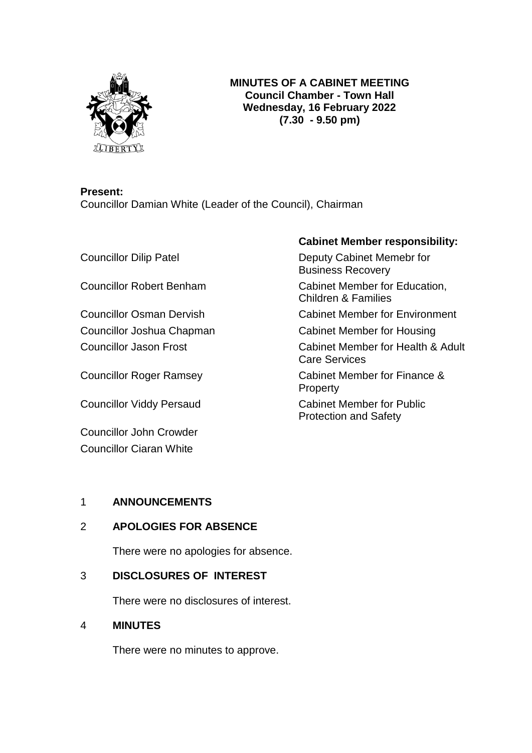# MINUTES OF A CABINET MEETING
**Council Chamber - Town Hall**
**Wednesday, 16 February 2022**
**(7.30 - 9.50 pm)**

**Present:**
Councillor Damian White (Leader of the Council), Chairman

| | **Cabinet Member responsibility:** |
|---|---|
| Councillor Dilip Patel | Deputy Cabinet Memebr for Business Recovery |
| Councillor Robert Benham | Cabinet Member for Education, Children & Families |
| Councillor Osman Dervish | Cabinet Member for Environment |
| Councillor Joshua Chapman | Cabinet Member for Housing |
| Councillor Jason Frost | Cabinet Member for Health & Adult Care Services |
| Councillor Roger Ramsey | Cabinet Member for Finance & Property |
| Councillor Viddy Persaud | Cabinet Member for Public Protection and Safety |
| Councillor John Crowder | |
| Councillor Ciaran White | |

## 1 ANNOUNCEMENTS

## 2 APOLOGIES FOR ABSENCE

There were no apologies for absence.

## 3 DISCLOSURES OF INTEREST

There were no disclosures of interest.

## 4 MINUTES

There were no minutes to approve.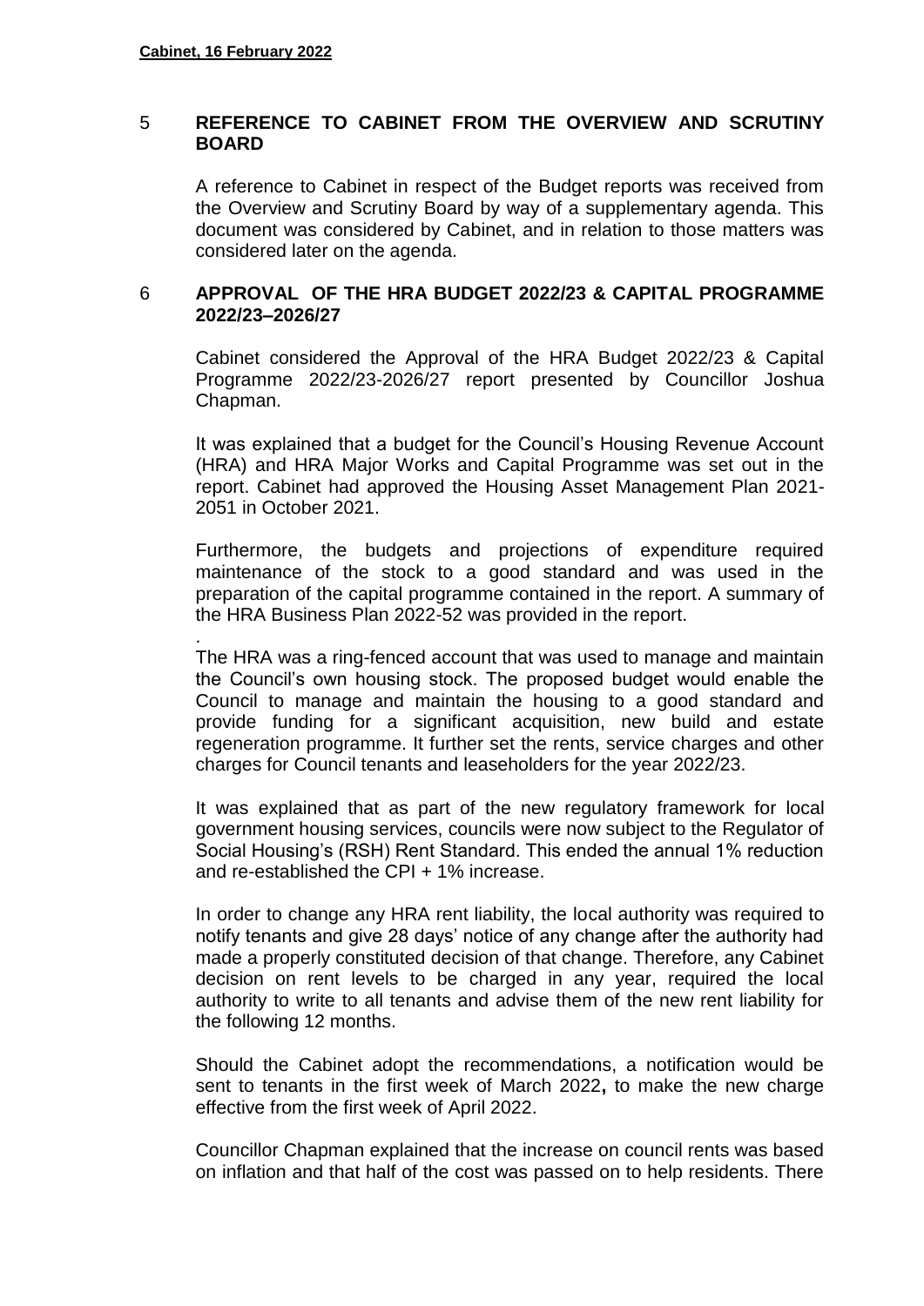## 5 REFERENCE TO CABINET FROM THE OVERVIEW AND SCRUTINY BOARD

A reference to Cabinet in respect of the Budget reports was received from the Overview and Scrutiny Board by way of a supplementary agenda. This document was considered by Cabinet, and in relation to those matters was considered later on the agenda.

## 6 APPROVAL OF THE HRA BUDGET 2022/23 & CAPITAL PROGRAMME 2022/23–2026/27

Cabinet considered the Approval of the HRA Budget 2022/23 & Capital Programme 2022/23-2026/27 report presented by Councillor Joshua Chapman.

It was explained that a budget for the Council's Housing Revenue Account (HRA) and HRA Major Works and Capital Programme was set out in the report. Cabinet had approved the Housing Asset Management Plan 2021-2051 in October 2021.

Furthermore, the budgets and projections of expenditure required maintenance of the stock to a good standard and was used in the preparation of the capital programme contained in the report. A summary of the HRA Business Plan 2022-52 was provided in the report.

.
The HRA was a ring-fenced account that was used to manage and maintain the Council's own housing stock. The proposed budget would enable the Council to manage and maintain the housing to a good standard and provide funding for a significant acquisition, new build and estate regeneration programme. It further set the rents, service charges and other charges for Council tenants and leaseholders for the year 2022/23.

It was explained that as part of the new regulatory framework for local government housing services, councils were now subject to the Regulator of Social Housing's (RSH) Rent Standard. This ended the annual 1% reduction and re-established the CPI + 1% increase.

In order to change any HRA rent liability, the local authority was required to notify tenants and give 28 days' notice of any change after the authority had made a properly constituted decision of that change. Therefore, any Cabinet decision on rent levels to be charged in any year, required the local authority to write to all tenants and advise them of the new rent liability for the following 12 months.

Should the Cabinet adopt the recommendations, a notification would be sent to tenants in the first week of March 2022**,** to make the new charge effective from the first week of April 2022.

Councillor Chapman explained that the increase on council rents was based on inflation and that half of the cost was passed on to help residents. There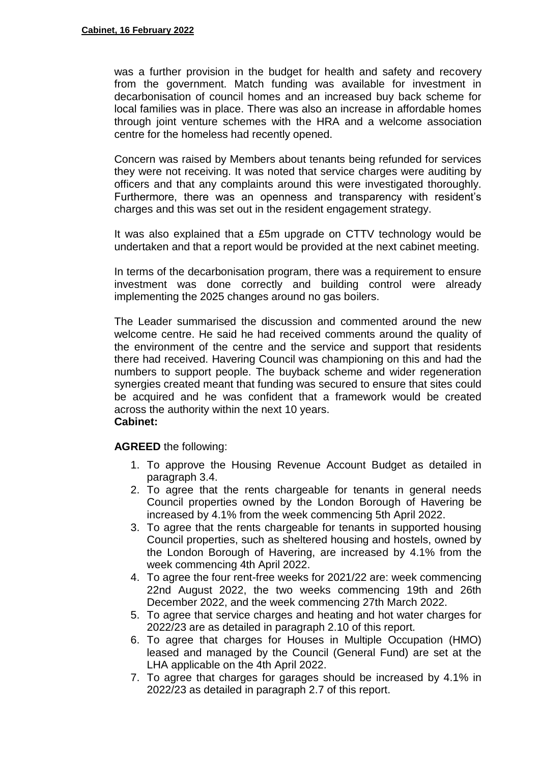was a further provision in the budget for health and safety and recovery from the government. Match funding was available for investment in decarbonisation of council homes and an increased buy back scheme for local families was in place. There was also an increase in affordable homes through joint venture schemes with the HRA and a welcome association centre for the homeless had recently opened.

Concern was raised by Members about tenants being refunded for services they were not receiving. It was noted that service charges were auditing by officers and that any complaints around this were investigated thoroughly. Furthermore, there was an openness and transparency with resident's charges and this was set out in the resident engagement strategy.

It was also explained that a £5m upgrade on CTTV technology would be undertaken and that a report would be provided at the next cabinet meeting.

In terms of the decarbonisation program, there was a requirement to ensure investment was done correctly and building control were already implementing the 2025 changes around no gas boilers.

The Leader summarised the discussion and commented around the new welcome centre. He said he had received comments around the quality of the environment of the centre and the service and support that residents there had received. Havering Council was championing on this and had the numbers to support people. The buyback scheme and wider regeneration synergies created meant that funding was secured to ensure that sites could be acquired and he was confident that a framework would be created across the authority within the next 10 years.

**Cabinet:**

**AGREED** the following:

1. To approve the Housing Revenue Account Budget as detailed in paragraph 3.4.
2. To agree that the rents chargeable for tenants in general needs Council properties owned by the London Borough of Havering be increased by 4.1% from the week commencing 5th April 2022.
3. To agree that the rents chargeable for tenants in supported housing Council properties, such as sheltered housing and hostels, owned by the London Borough of Havering, are increased by 4.1% from the week commencing 4th April 2022.
4. To agree the four rent-free weeks for 2021/22 are: week commencing 22nd August 2022, the two weeks commencing 19th and 26th December 2022, and the week commencing 27th March 2022.
5. To agree that service charges and heating and hot water charges for 2022/23 are as detailed in paragraph 2.10 of this report.
6. To agree that charges for Houses in Multiple Occupation (HMO) leased and managed by the Council (General Fund) are set at the LHA applicable on the 4th April 2022.
7. To agree that charges for garages should be increased by 4.1% in 2022/23 as detailed in paragraph 2.7 of this report.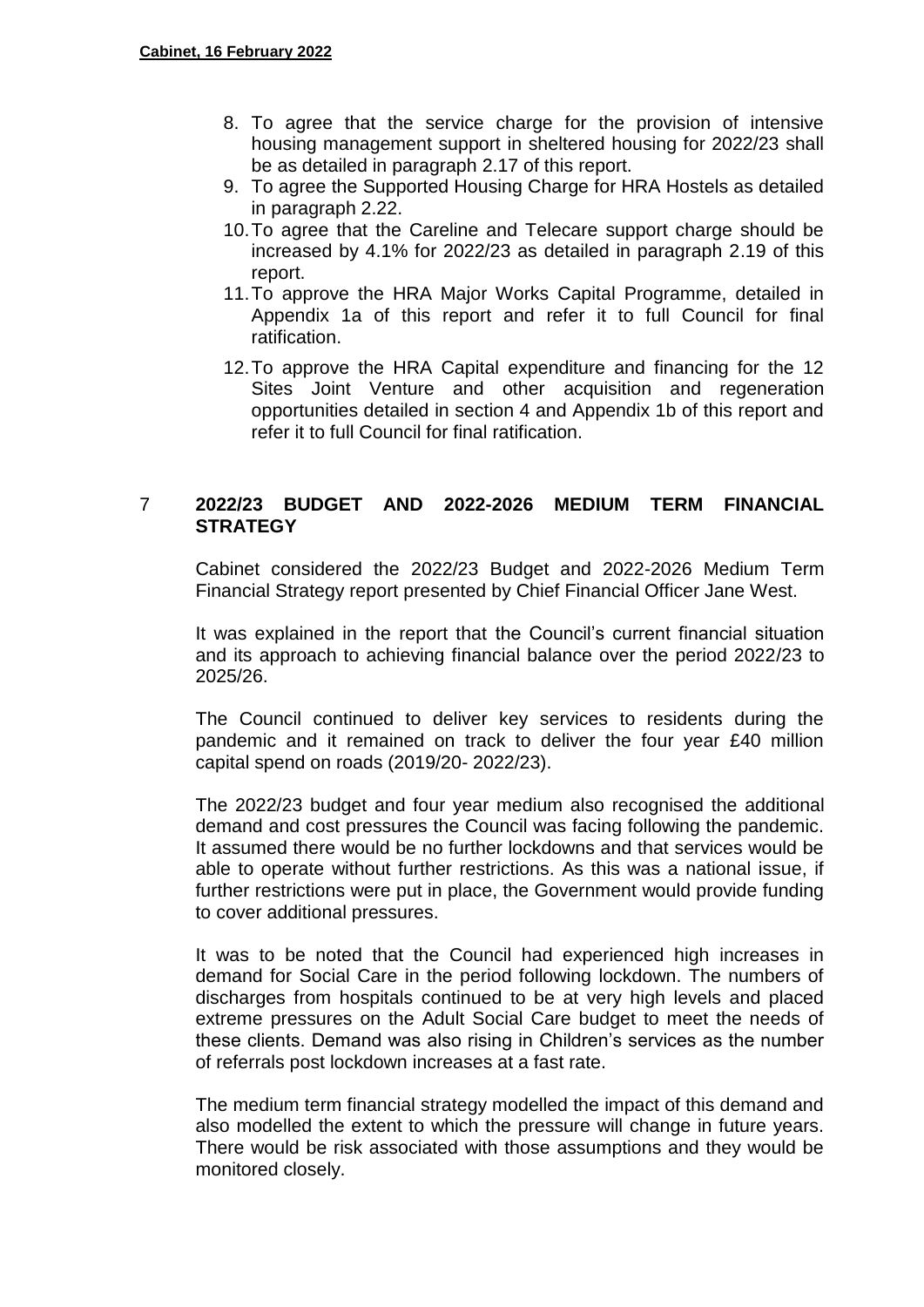8. To agree that the service charge for the provision of intensive housing management support in sheltered housing for 2022/23 shall be as detailed in paragraph 2.17 of this report.
9. To agree the Supported Housing Charge for HRA Hostels as detailed in paragraph 2.22.
10. To agree that the Careline and Telecare support charge should be increased by 4.1% for 2022/23 as detailed in paragraph 2.19 of this report.
11. To approve the HRA Major Works Capital Programme, detailed in Appendix 1a of this report and refer it to full Council for final ratification.
12. To approve the HRA Capital expenditure and financing for the 12 Sites Joint Venture and other acquisition and regeneration opportunities detailed in section 4 and Appendix 1b of this report and refer it to full Council for final ratification.

## 7 2022/23 BUDGET AND 2022-2026 MEDIUM TERM FINANCIAL STRATEGY

Cabinet considered the 2022/23 Budget and 2022-2026 Medium Term Financial Strategy report presented by Chief Financial Officer Jane West.

It was explained in the report that the Council's current financial situation and its approach to achieving financial balance over the period 2022/23 to 2025/26.

The Council continued to deliver key services to residents during the pandemic and it remained on track to deliver the four year £40 million capital spend on roads (2019/20- 2022/23).

The 2022/23 budget and four year medium also recognised the additional demand and cost pressures the Council was facing following the pandemic. It assumed there would be no further lockdowns and that services would be able to operate without further restrictions. As this was a national issue, if further restrictions were put in place, the Government would provide funding to cover additional pressures.

It was to be noted that the Council had experienced high increases in demand for Social Care in the period following lockdown. The numbers of discharges from hospitals continued to be at very high levels and placed extreme pressures on the Adult Social Care budget to meet the needs of these clients. Demand was also rising in Children's services as the number of referrals post lockdown increases at a fast rate.

The medium term financial strategy modelled the impact of this demand and also modelled the extent to which the pressure will change in future years. There would be risk associated with those assumptions and they would be monitored closely.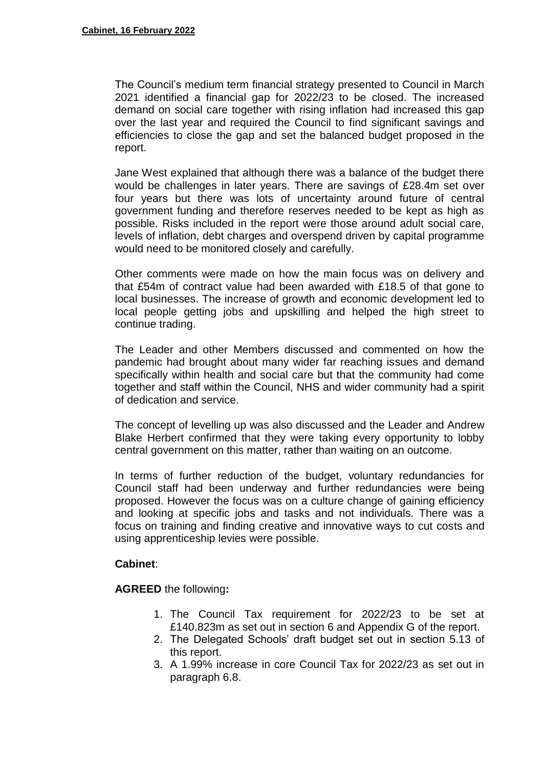The Council's medium term financial strategy presented to Council in March 2021 identified a financial gap for 2022/23 to be closed. The increased demand on social care together with rising inflation had increased this gap over the last year and required the Council to find significant savings and efficiencies to close the gap and set the balanced budget proposed in the report.

Jane West explained that although there was a balance of the budget there would be challenges in later years. There are savings of £28.4m set over four years but there was lots of uncertainty around future of central government funding and therefore reserves needed to be kept as high as possible. Risks included in the report were those around adult social care, levels of inflation, debt charges and overspend driven by capital programme would need to be monitored closely and carefully.

Other comments were made on how the main focus was on delivery and that £54m of contract value had been awarded with £18.5 of that gone to local businesses. The increase of growth and economic development led to local people getting jobs and upskilling and helped the high street to continue trading.

The Leader and other Members discussed and commented on how the pandemic had brought about many wider far reaching issues and demand specifically within health and social care but that the community had come together and staff within the Council, NHS and wider community had a spirit of dedication and service.

The concept of levelling up was also discussed and the Leader and Andrew Blake Herbert confirmed that they were taking every opportunity to lobby central government on this matter, rather than waiting on an outcome.

In terms of further reduction of the budget, voluntary redundancies for Council staff had been underway and further redundancies were being proposed. However the focus was on a culture change of gaining efficiency and looking at specific jobs and tasks and not individuals. There was a focus on training and finding creative and innovative ways to cut costs and using apprenticeship levies were possible.

**Cabinet**:

**AGREED** the following**:**

1. The Council Tax requirement for 2022/23 to be set at £140.823m as set out in section 6 and Appendix G of the report.
2. The Delegated Schools' draft budget set out in section 5.13 of this report.
3. A 1.99% increase in core Council Tax for 2022/23 as set out in paragraph 6.8.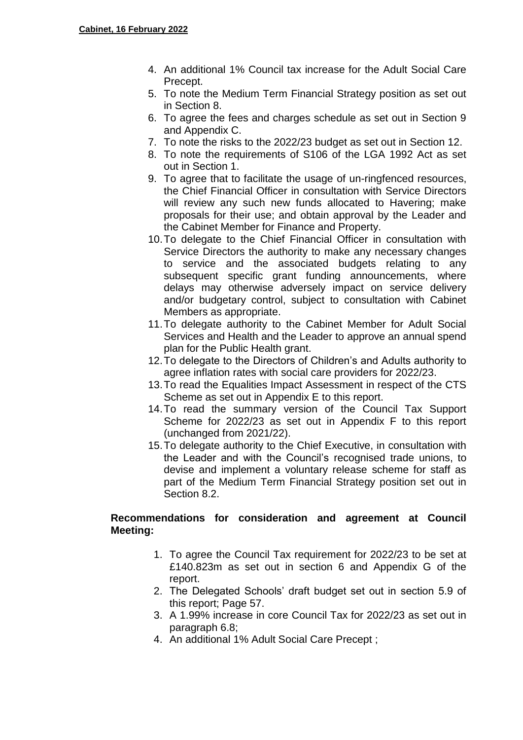4. An additional 1% Council tax increase for the Adult Social Care Precept.
5. To note the Medium Term Financial Strategy position as set out in Section 8.
6. To agree the fees and charges schedule as set out in Section 9 and Appendix C.
7. To note the risks to the 2022/23 budget as set out in Section 12.
8. To note the requirements of S106 of the LGA 1992 Act as set out in Section 1.
9. To agree that to facilitate the usage of un-ringfenced resources, the Chief Financial Officer in consultation with Service Directors will review any such new funds allocated to Havering; make proposals for their use; and obtain approval by the Leader and the Cabinet Member for Finance and Property.
10. To delegate to the Chief Financial Officer in consultation with Service Directors the authority to make any necessary changes to service and the associated budgets relating to any subsequent specific grant funding announcements, where delays may otherwise adversely impact on service delivery and/or budgetary control, subject to consultation with Cabinet Members as appropriate.
11. To delegate authority to the Cabinet Member for Adult Social Services and Health and the Leader to approve an annual spend plan for the Public Health grant.
12. To delegate to the Directors of Children's and Adults authority to agree inflation rates with social care providers for 2022/23.
13. To read the Equalities Impact Assessment in respect of the CTS Scheme as set out in Appendix E to this report.
14. To read the summary version of the Council Tax Support Scheme for 2022/23 as set out in Appendix F to this report (unchanged from 2021/22).
15. To delegate authority to the Chief Executive, in consultation with the Leader and with the Council's recognised trade unions, to devise and implement a voluntary release scheme for staff as part of the Medium Term Financial Strategy position set out in Section 8.2.

**Recommendations for consideration and agreement at Council Meeting:**

1. To agree the Council Tax requirement for 2022/23 to be set at £140.823m as set out in section 6 and Appendix G of the report.
2. The Delegated Schools' draft budget set out in section 5.9 of this report; Page 57.
3. A 1.99% increase in core Council Tax for 2022/23 as set out in paragraph 6.8;
4. An additional 1% Adult Social Care Precept ;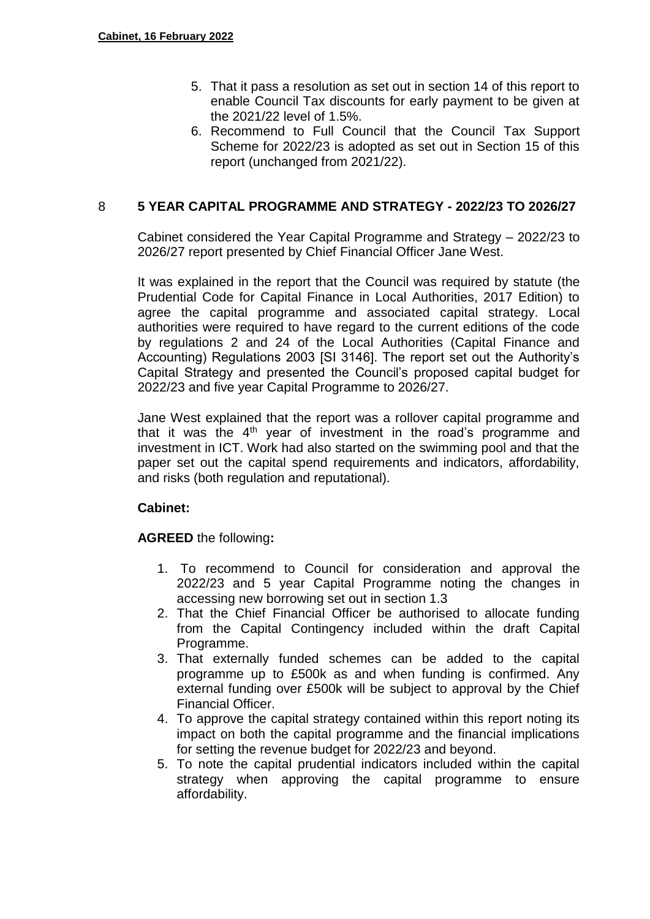5. That it pass a resolution as set out in section 14 of this report to enable Council Tax discounts for early payment to be given at the 2021/22 level of 1.5%.
6. Recommend to Full Council that the Council Tax Support Scheme for 2022/23 is adopted as set out in Section 15 of this report (unchanged from 2021/22).

## 8 5 YEAR CAPITAL PROGRAMME AND STRATEGY - 2022/23 TO 2026/27

Cabinet considered the Year Capital Programme and Strategy – 2022/23 to 2026/27 report presented by Chief Financial Officer Jane West.

It was explained in the report that the Council was required by statute (the Prudential Code for Capital Finance in Local Authorities, 2017 Edition) to agree the capital programme and associated capital strategy. Local authorities were required to have regard to the current editions of the code by regulations 2 and 24 of the Local Authorities (Capital Finance and Accounting) Regulations 2003 [SI 3146]. The report set out the Authority's Capital Strategy and presented the Council's proposed capital budget for 2022/23 and five year Capital Programme to 2026/27.

Jane West explained that the report was a rollover capital programme and that it was the 4th year of investment in the road's programme and investment in ICT. Work had also started on the swimming pool and that the paper set out the capital spend requirements and indicators, affordability, and risks (both regulation and reputational).

**Cabinet:**

**AGREED** the following**:**

1. To recommend to Council for consideration and approval the 2022/23 and 5 year Capital Programme noting the changes in accessing new borrowing set out in section 1.3
2. That the Chief Financial Officer be authorised to allocate funding from the Capital Contingency included within the draft Capital Programme.
3. That externally funded schemes can be added to the capital programme up to £500k as and when funding is confirmed. Any external funding over £500k will be subject to approval by the Chief Financial Officer.
4. To approve the capital strategy contained within this report noting its impact on both the capital programme and the financial implications for setting the revenue budget for 2022/23 and beyond.
5. To note the capital prudential indicators included within the capital strategy when approving the capital programme to ensure affordability.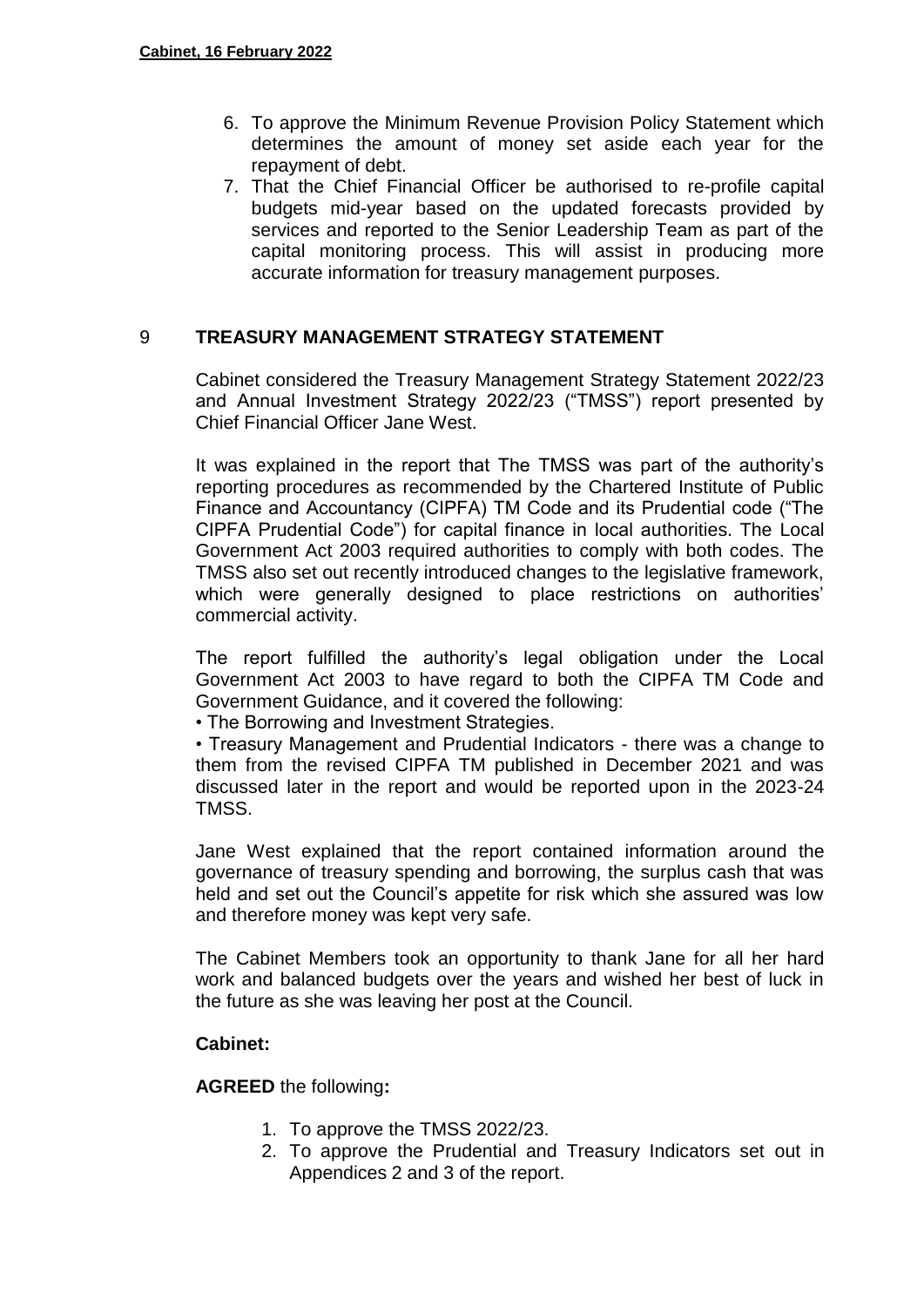6. To approve the Minimum Revenue Provision Policy Statement which determines the amount of money set aside each year for the repayment of debt.
7. That the Chief Financial Officer be authorised to re-profile capital budgets mid-year based on the updated forecasts provided by services and reported to the Senior Leadership Team as part of the capital monitoring process. This will assist in producing more accurate information for treasury management purposes.

## 9 TREASURY MANAGEMENT STRATEGY STATEMENT

Cabinet considered the Treasury Management Strategy Statement 2022/23 and Annual Investment Strategy 2022/23 ("TMSS") report presented by Chief Financial Officer Jane West.

It was explained in the report that The TMSS was part of the authority's reporting procedures as recommended by the Chartered Institute of Public Finance and Accountancy (CIPFA) TM Code and its Prudential code ("The CIPFA Prudential Code") for capital finance in local authorities. The Local Government Act 2003 required authorities to comply with both codes. The TMSS also set out recently introduced changes to the legislative framework, which were generally designed to place restrictions on authorities' commercial activity.

The report fulfilled the authority's legal obligation under the Local Government Act 2003 to have regard to both the CIPFA TM Code and Government Guidance, and it covered the following:

- The Borrowing and Investment Strategies.
- Treasury Management and Prudential Indicators - there was a change to them from the revised CIPFA TM published in December 2021 and was discussed later in the report and would be reported upon in the 2023-24 TMSS.

Jane West explained that the report contained information around the governance of treasury spending and borrowing, the surplus cash that was held and set out the Council's appetite for risk which she assured was low and therefore money was kept very safe.

The Cabinet Members took an opportunity to thank Jane for all her hard work and balanced budgets over the years and wished her best of luck in the future as she was leaving her post at the Council.

**Cabinet:**

**AGREED** the following**:**

1. To approve the TMSS 2022/23.
2. To approve the Prudential and Treasury Indicators set out in Appendices 2 and 3 of the report.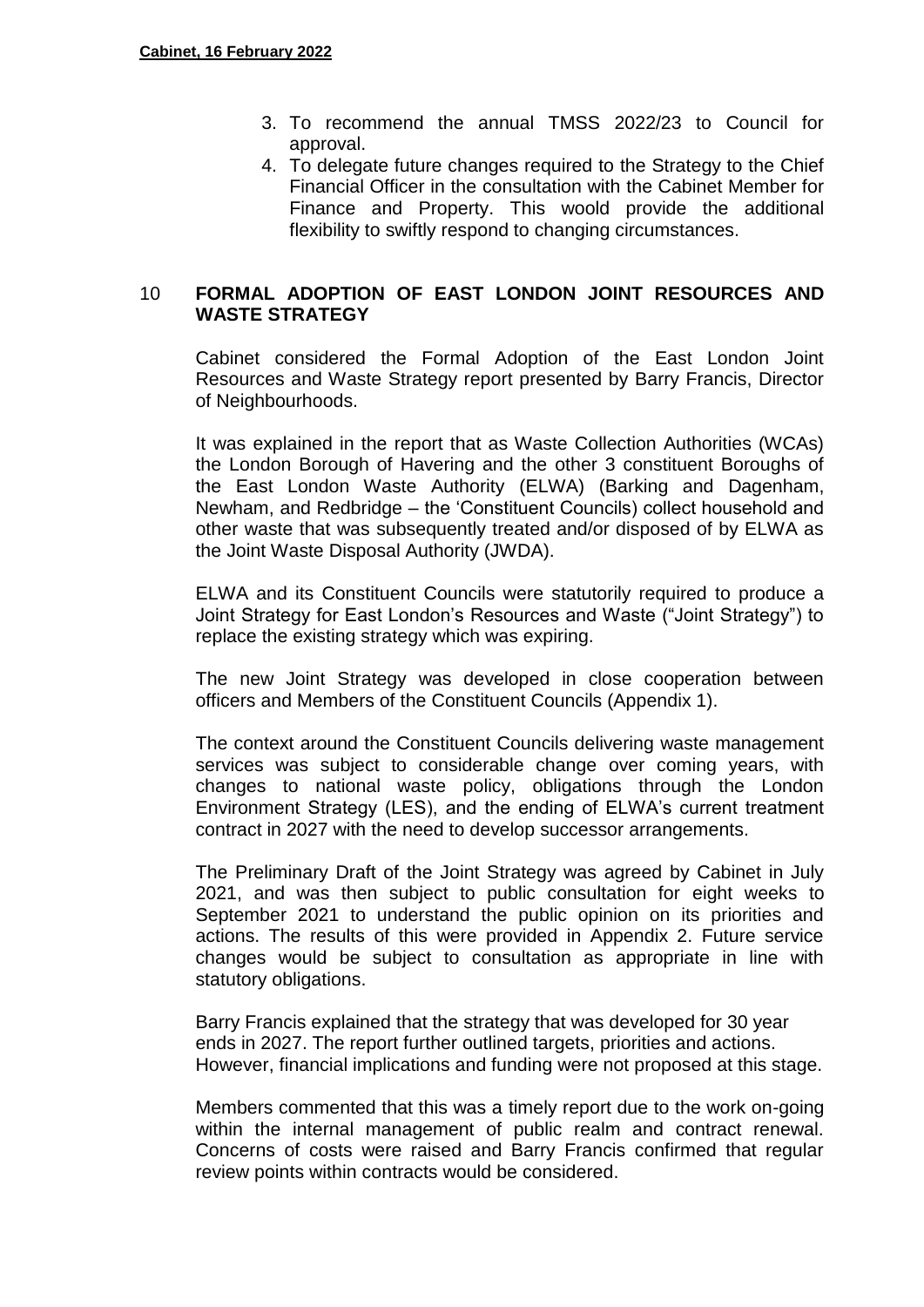3. To recommend the annual TMSS 2022/23 to Council for approval.
4. To delegate future changes required to the Strategy to the Chief Financial Officer in the consultation with the Cabinet Member for Finance and Property. This woold provide the additional flexibility to swiftly respond to changing circumstances.

## 10 FORMAL ADOPTION OF EAST LONDON JOINT RESOURCES AND WASTE STRATEGY

Cabinet considered the Formal Adoption of the East London Joint Resources and Waste Strategy report presented by Barry Francis, Director of Neighbourhoods.

It was explained in the report that as Waste Collection Authorities (WCAs) the London Borough of Havering and the other 3 constituent Boroughs of the East London Waste Authority (ELWA) (Barking and Dagenham, Newham, and Redbridge – the 'Constituent Councils) collect household and other waste that was subsequently treated and/or disposed of by ELWA as the Joint Waste Disposal Authority (JWDA).

ELWA and its Constituent Councils were statutorily required to produce a Joint Strategy for East London's Resources and Waste ("Joint Strategy") to replace the existing strategy which was expiring.

The new Joint Strategy was developed in close cooperation between officers and Members of the Constituent Councils (Appendix 1).

The context around the Constituent Councils delivering waste management services was subject to considerable change over coming years, with changes to national waste policy, obligations through the London Environment Strategy (LES), and the ending of ELWA's current treatment contract in 2027 with the need to develop successor arrangements.

The Preliminary Draft of the Joint Strategy was agreed by Cabinet in July 2021, and was then subject to public consultation for eight weeks to September 2021 to understand the public opinion on its priorities and actions. The results of this were provided in Appendix 2. Future service changes would be subject to consultation as appropriate in line with statutory obligations.

Barry Francis explained that the strategy that was developed for 30 year ends in 2027. The report further outlined targets, priorities and actions. However, financial implications and funding were not proposed at this stage.

Members commented that this was a timely report due to the work on-going within the internal management of public realm and contract renewal. Concerns of costs were raised and Barry Francis confirmed that regular review points within contracts would be considered.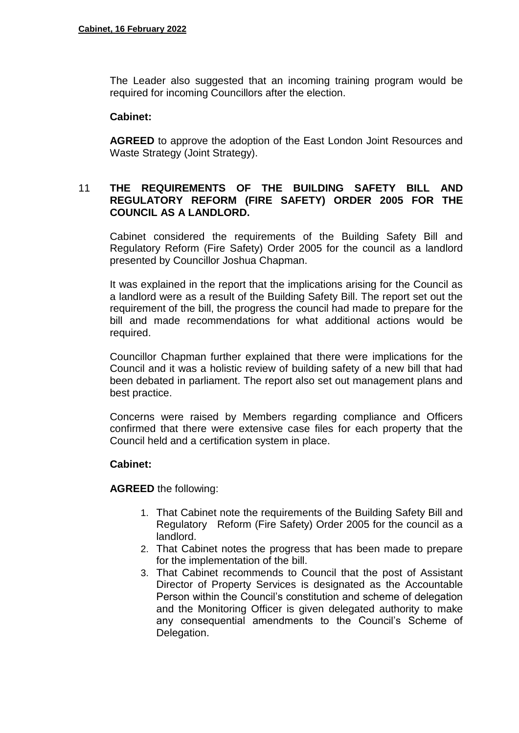The Leader also suggested that an incoming training program would be required for incoming Councillors after the election.

**Cabinet:**

**AGREED** to approve the adoption of the East London Joint Resources and Waste Strategy (Joint Strategy).

## 11 THE REQUIREMENTS OF THE BUILDING SAFETY BILL AND REGULATORY REFORM (FIRE SAFETY) ORDER 2005 FOR THE COUNCIL AS A LANDLORD.

Cabinet considered the requirements of the Building Safety Bill and Regulatory Reform (Fire Safety) Order 2005 for the council as a landlord presented by Councillor Joshua Chapman.

It was explained in the report that the implications arising for the Council as a landlord were as a result of the Building Safety Bill. The report set out the requirement of the bill, the progress the council had made to prepare for the bill and made recommendations for what additional actions would be required.

Councillor Chapman further explained that there were implications for the Council and it was a holistic review of building safety of a new bill that had been debated in parliament. The report also set out management plans and best practice.

Concerns were raised by Members regarding compliance and Officers confirmed that there were extensive case files for each property that the Council held and a certification system in place.

**Cabinet:**

**AGREED** the following:

1. That Cabinet note the requirements of the Building Safety Bill and Regulatory Reform (Fire Safety) Order 2005 for the council as a landlord.
2. That Cabinet notes the progress that has been made to prepare for the implementation of the bill.
3. That Cabinet recommends to Council that the post of Assistant Director of Property Services is designated as the Accountable Person within the Council's constitution and scheme of delegation and the Monitoring Officer is given delegated authority to make any consequential amendments to the Council's Scheme of Delegation.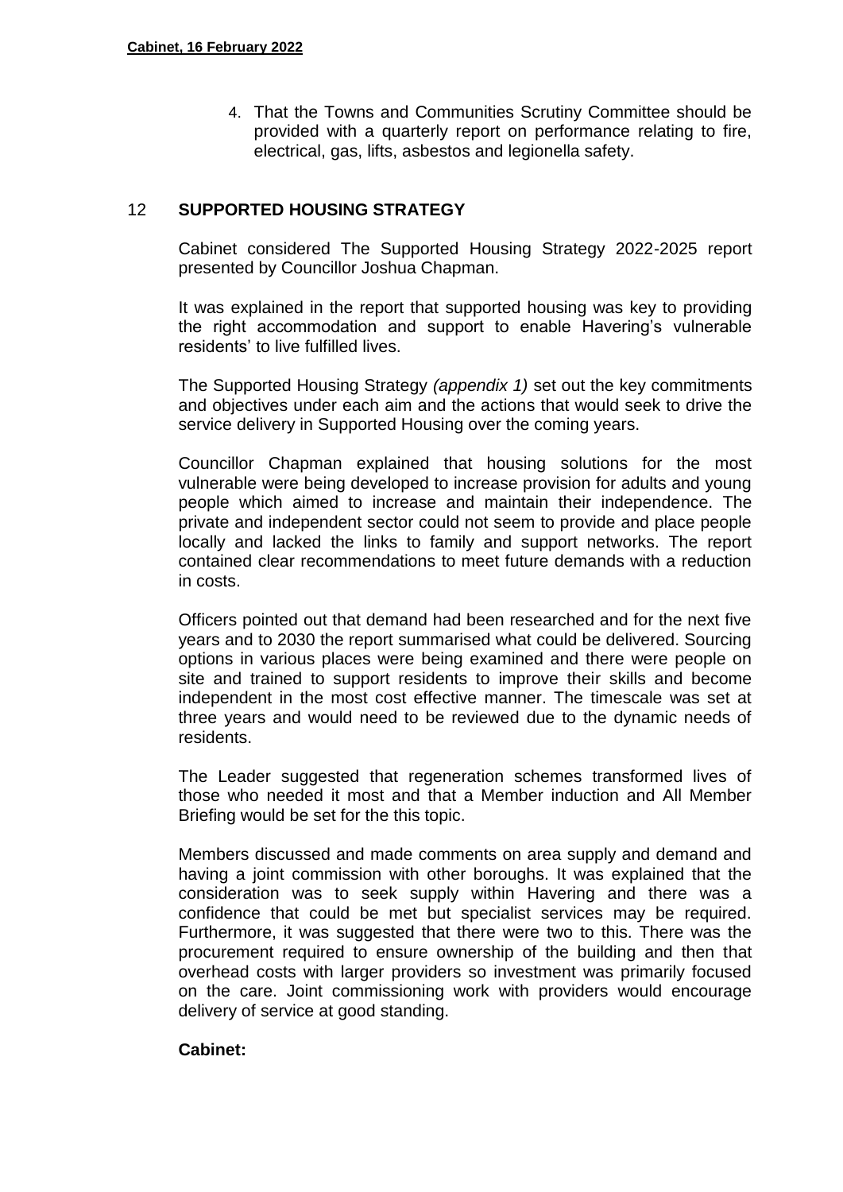4. That the Towns and Communities Scrutiny Committee should be provided with a quarterly report on performance relating to fire, electrical, gas, lifts, asbestos and legionella safety.

## 12 SUPPORTED HOUSING STRATEGY

Cabinet considered The Supported Housing Strategy 2022-2025 report presented by Councillor Joshua Chapman.

It was explained in the report that supported housing was key to providing the right accommodation and support to enable Havering's vulnerable residents' to live fulfilled lives.

The Supported Housing Strategy *(appendix 1)* set out the key commitments and objectives under each aim and the actions that would seek to drive the service delivery in Supported Housing over the coming years.

Councillor Chapman explained that housing solutions for the most vulnerable were being developed to increase provision for adults and young people which aimed to increase and maintain their independence. The private and independent sector could not seem to provide and place people locally and lacked the links to family and support networks. The report contained clear recommendations to meet future demands with a reduction in costs.

Officers pointed out that demand had been researched and for the next five years and to 2030 the report summarised what could be delivered. Sourcing options in various places were being examined and there were people on site and trained to support residents to improve their skills and become independent in the most cost effective manner. The timescale was set at three years and would need to be reviewed due to the dynamic needs of residents.

The Leader suggested that regeneration schemes transformed lives of those who needed it most and that a Member induction and All Member Briefing would be set for the this topic.

Members discussed and made comments on area supply and demand and having a joint commission with other boroughs. It was explained that the consideration was to seek supply within Havering and there was a confidence that could be met but specialist services may be required. Furthermore, it was suggested that there were two to this. There was the procurement required to ensure ownership of the building and then that overhead costs with larger providers so investment was primarily focused on the care. Joint commissioning work with providers would encourage delivery of service at good standing.

**Cabinet:**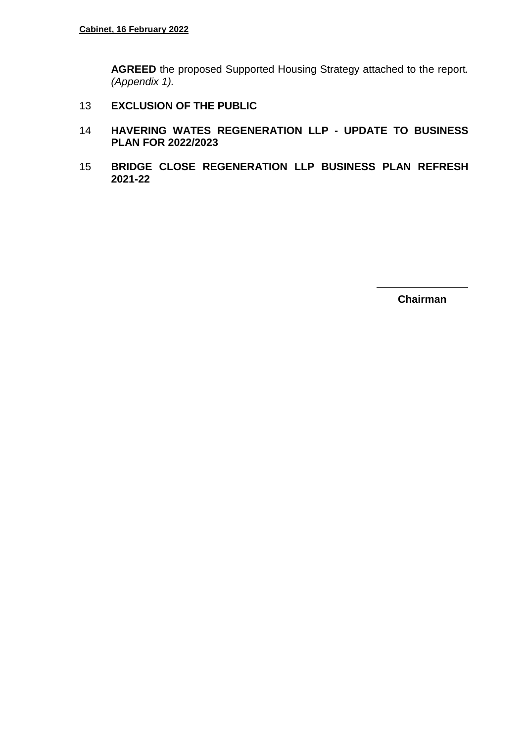**AGREED** the proposed Supported Housing Strategy attached to the report. *(Appendix 1).*

13 **EXCLUSION OF THE PUBLIC**

14 **HAVERING WATES REGENERATION LLP - UPDATE TO BUSINESS PLAN FOR 2022/2023**

15 **BRIDGE CLOSE REGENERATION LLP BUSINESS PLAN REFRESH 2021-22**

**Chairman**